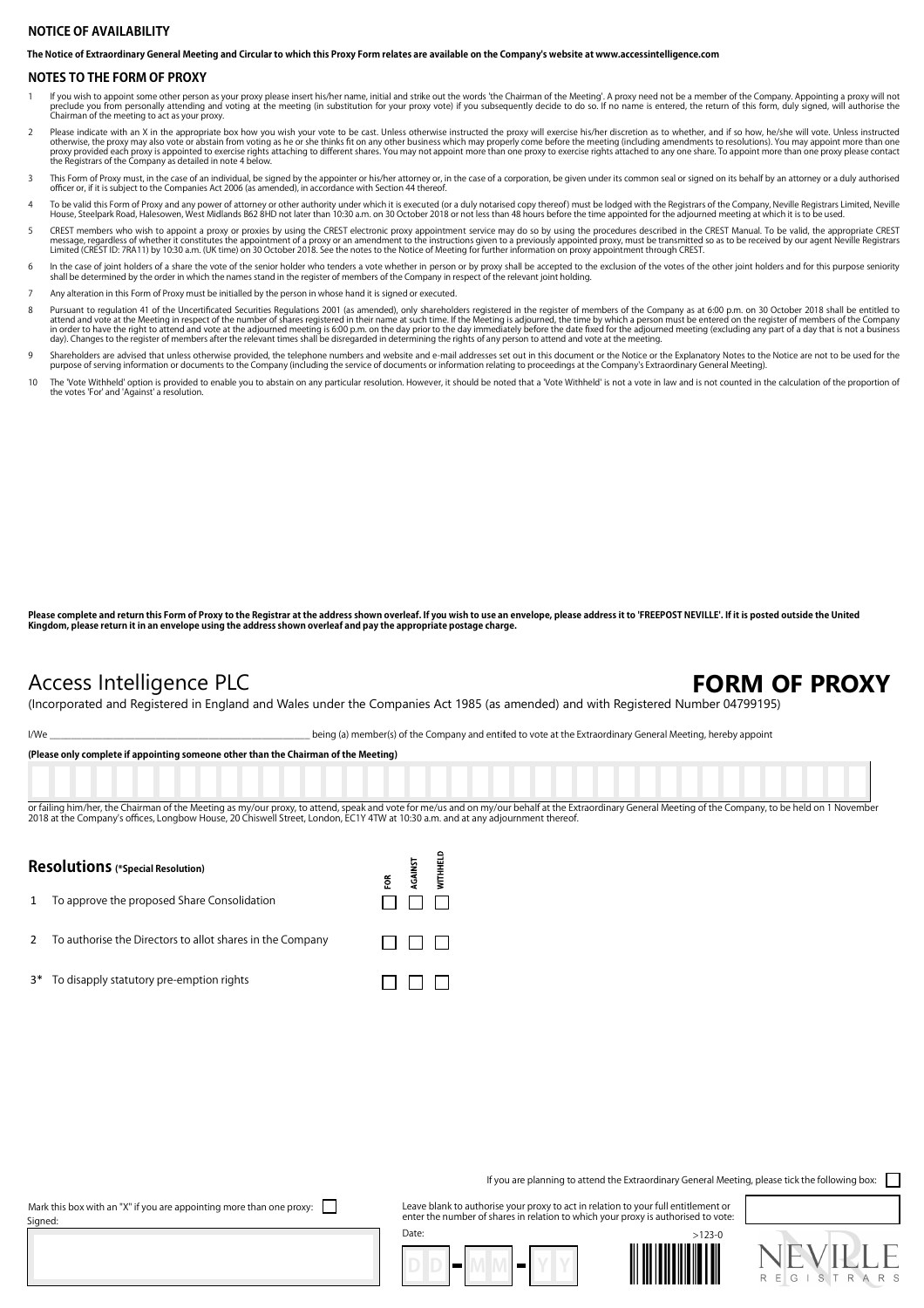## NOTICE OF AVAILABILITY

**The Notice of Extraordinary General Meeting and Circular to which this Proxy Form relates are available on the Company's website at www.accessintelligence.com**

## NOTES TO THE FORM OF PROXY

1. If you wish to appoint some other person as your proxy please insert his/her name, initial and strike out the words 'the Chairman of the Meeting'. A proxy need not be a member of the Company. Appointing a proxy will not preclude you from personally attending and voting at the meeting (in substitution for your proxy vote) if you subsequently decide to do so. If no name is entered, the return of this form, duly signed, will authorise the Chairman of the meeting to act as your proxy.
2. Please indicate with an X in the appropriate box how you wish your vote to be cast. Unless otherwise instructed the proxy will exercise his/her discretion as to whether, and if so how, he/she will vote. Unless instructed otherwise, the proxy may also vote or abstain from voting as he or she thinks fit on any other business which may properly come before the meeting (including amendments to resolutions). You may appoint more than one proxy provided each proxy is appointed to exercise rights attaching to different shares. You may not appoint more than one proxy to exercise rights attached to any one share. To appoint more than one proxy please contact the Registrars of the Company as detailed in note 4 below.
3. This Form of Proxy must, in the case of an individual, be signed by the appointer or his/her attorney or, in the case of a corporation, be given under its common seal or signed on its behalf by an attorney or a duly authorised officer or, if it is subject to the Companies Act 2006 (as amended), in accordance with Section 44 thereof.
4. To be valid this Form of Proxy and any power of attorney or other authority under which it is executed (or a duly notarised copy thereof) must be lodged with the Registrars of the Company, Neville Registrars Limited, Neville House, Steelpark Road, Halesowen, West Midlands B62 8HD not later than 10:30 a.m. on 30 October 2018 or not less than 48 hours before the time appointed for the adjourned meeting at which it is to be used.
5. CREST members who wish to appoint a proxy or proxies by using the CREST electronic proxy appointment service may do so by using the procedures described in the CREST Manual. To be valid, the appropriate CREST message, regardless of whether it constitutes the appointment of a proxy or an amendment to the instructions given to a previously appointed proxy, must be transmitted so as to be received by our agent Neville Registrars Limited (CREST ID: 7RA11) by 10:30 a.m. (UK time) on 30 October 2018. See the notes to the Notice of Meeting for further information on proxy appointment through CREST.
6. In the case of joint holders of a share the vote of the senior holder who tenders a vote whether in person or by proxy shall be accepted to the exclusion of the votes of the other joint holders and for this purpose seniority shall be determined by the order in which the names stand in the register of members of the Company in respect of the relevant joint holding.
7. Any alteration in this Form of Proxy must be initialled by the person in whose hand it is signed or executed.
8. Pursuant to regulation 41 of the Uncertificated Securities Regulations 2001 (as amended), only shareholders registered in the register of members of the Company as at 6:00 p.m. on 30 October 2018 shall be entitled to attend and vote at the Meeting in respect of the number of shares registered in their name at such time. If the Meeting is adjourned, the time by which a person must be entered on the register of members of the Company in order to have the right to attend and vote at the adjourned meeting is 6:00 p.m. on the day prior to the day immediately before the date fixed for the adjourned meeting (excluding any part of a day that is not a business day). Changes to the register of members after the relevant times shall be disregarded in determining the rights of any person to attend and vote at the meeting.
9. Shareholders are advised that unless otherwise provided, the telephone numbers and website and e-mail addresses set out in this document or the Notice or the Explanatory Notes to the Notice are not to be used for the purpose of serving information or documents to the Company (including the service of documents or information relating to proceedings at the Company's Extraordinary General Meeting).
10. The 'Vote Withheld' option is provided to enable you to abstain on any particular resolution. However, it should be noted that a 'Vote Withheld' is not a vote in law and is not counted in the calculation of the proportion of the votes 'For' and 'Against' a resolution.

**Please complete and return this Form of Proxy to the Registrar at the address shown overleaf. If you wish to use an envelope, please address it to 'FREEPOST NEVILLE'. If it is posted outside the United Kingdom, please return it in an envelope using the address shown overleaf and pay the appropriate postage charge.**

# Access Intelligence PLC

# FORM OF PROXY

(Incorporated and Registered in England and Wales under the Companies Act 1985 (as amended) and with Registered Number 04799195)

I/We ______________________________________________ being (a) member(s) of the Company and entitled to vote at the Extraordinary General Meeting, hereby appoint

**(Please only complete if appointing someone other than the Chairman of the Meeting)**

or failing him/her, the Chairman of the Meeting as my/our proxy, to attend, speak and vote for me/us and on my/our behalf at the Extraordinary General Meeting of the Company, to be held on 1 November 2018 at the Company's offices, Longbow House, 20 Chiswell Street, London, EC1Y 4TW at 10:30 a.m. and at any adjournment thereof.

## Resolutions (*Special Resolution)

| | | FOR | AGAINST | WITHHELD |
|---|---|---|---|---|
| 1 | To approve the proposed Share Consolidation | ☐ | ☐ | ☐ |
| 2 | To authorise the Directors to allot shares in the Company | ☐ | ☐ | ☐ |
| 3* | To disapply statutory pre-emption rights | ☐ | ☐ | ☐ |

If you are planning to attend the Extraordinary General Meeting, please tick the following box: ☐

Mark this box with an "X" if you are appointing more than one proxy: ☐

Signed:

Leave blank to authorise your proxy to act in relation to your full entitlement or enter the number of shares in relation to which your proxy is authorised to vote:

Date: DD - MM - YY

>123-0

NEVILLE REGISTRARS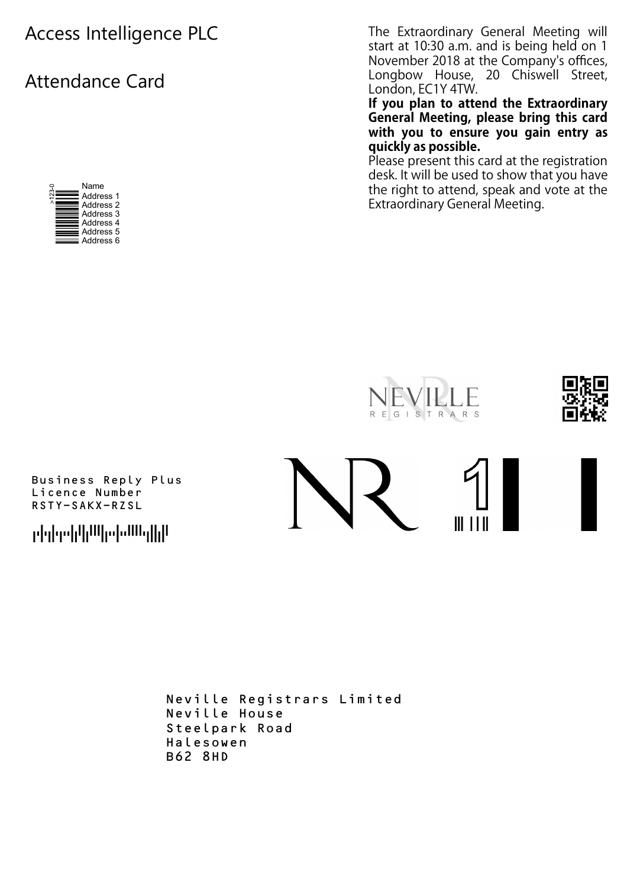# Access Intelligence PLC

## Attendance Card

>123-0

Name
Address 1
Address 2
Address 3
Address 4
Address 5
Address 6

The Extraordinary General Meeting will start at 10:30 a.m. and is being held on 1 November 2018 at the Company's offices, Longbow House, 20 Chiswell Street, London, EC1Y 4TW.

**If you plan to attend the Extraordinary General Meeting, please bring this card with you to ensure you gain entry as quickly as possible.**

Please present this card at the registration desk. It will be used to show that you have the right to attend, speak and vote at the Extraordinary General Meeting.

NEVILLE
REGISTRARS

Business Reply Plus
Licence Number
RSTY-SAKX-RZSL

NR 1

Neville Registrars Limited
Neville House
Steelpark Road
Halesowen
B62 8HD